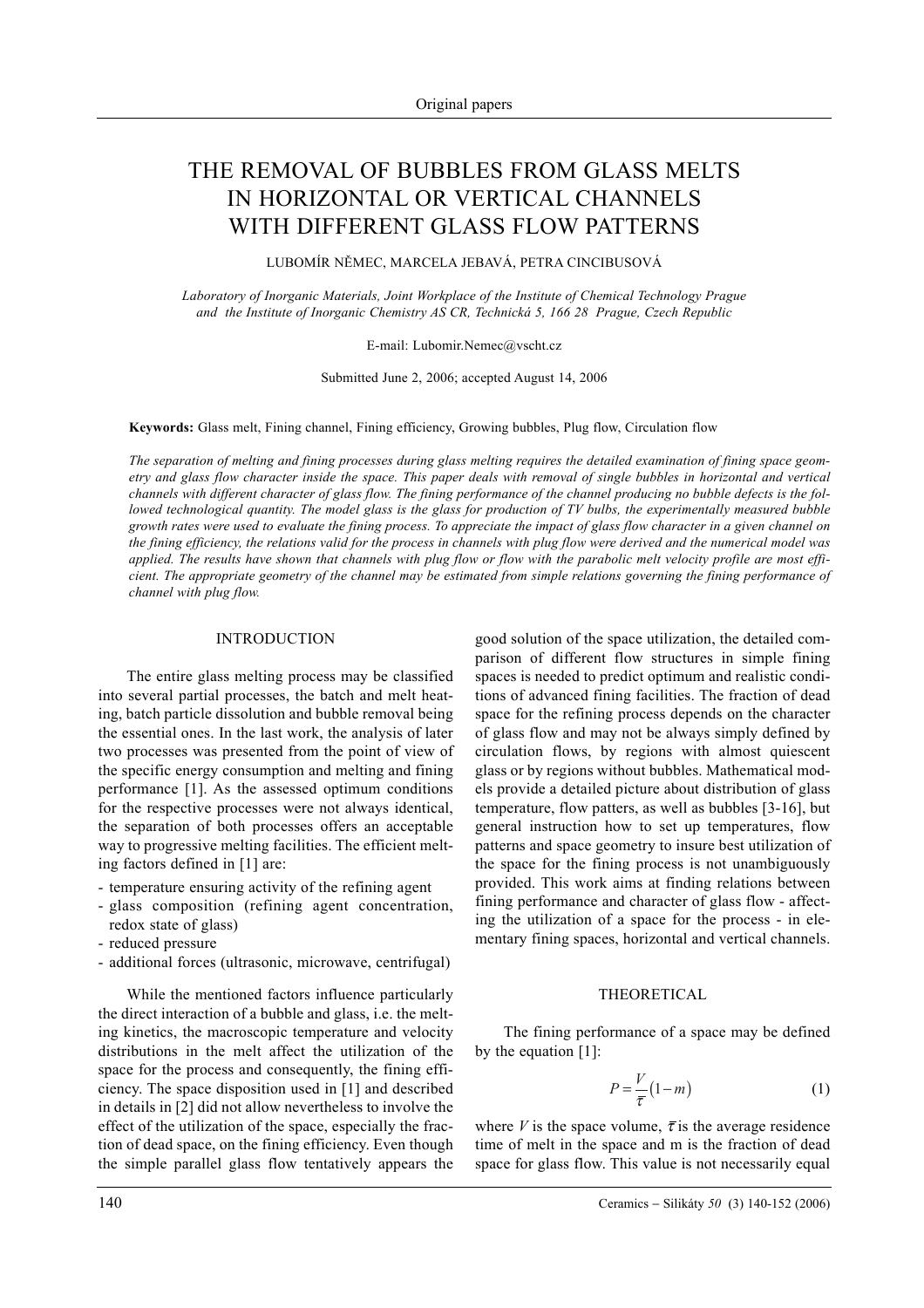# THE REMOVAL OF BUBBLES FROM GLASS MELTS IN HORIZONTAL OR VERTICAL CHANNELS WITH DIFFERENT GLASS FLOW PATTERNS

LUBOMÍR NĚMEC, MARCELA JEBAVÁ, PETRA CINCIBUSOVÁ

*Laboratory of Inorganic Materials, Joint Workplace of the Institute of Chemical Technology Prague and the Institute of Inorganic Chemistry AS CR, Technická 5, 166 28 Prague, Czech Republic*

E-mail: Lubomir.Nemec@vscht.cz

Submitted June 2, 2006; accepted August 14, 2006

**Keywords:** Glass melt, Fining channel, Fining efficiency, Growing bubbles, Plug flow, Circulation flow

*The separation of melting and fining processes during glass melting requires the detailed examination of fining space geometry and glass flow character inside the space. This paper deals with removal of single bubbles in horizontal and vertical channels with different character of glass flow. The fining performance of the channel producing no bubble defects is the followed technological quantity. The model glass is the glass for production of TV bulbs, the experimentally measured bubble growth rates were used to evaluate the fining process. To appreciate the impact of glass flow character in a given channel on the fining efficiency, the relations valid for the process in channels with plug flow were derived and the numerical model was applied. The results have shown that channels with plug flow or flow with the parabolic melt velocity profile are most efficient. The appropriate geometry of the channel may be estimated from simple relations governing the fining performance of channel with plug flow.*

## INTRODUCTION

The entire glass melting process may be classified into several partial processes, the batch and melt heating, batch particle dissolution and bubble removal being the essential ones. In the last work, the analysis of later two processes was presented from the point of view of the specific energy consumption and melting and fining performance [1]. As the assessed optimum conditions for the respective processes were not always identical, the separation of both processes offers an acceptable way to progressive melting facilities. The efficient melting factors defined in [1] are:

- temperature ensuring activity of the refining agent
- glass composition (refining agent concentration, redox state of glass)
- reduced pressure
- additional forces (ultrasonic, microwave, centrifugal)

While the mentioned factors influence particularly the direct interaction of a bubble and glass, i.e. the melting kinetics, the macroscopic temperature and velocity distributions in the melt affect the utilization of the space for the process and consequently, the fining efficiency. The space disposition used in [1] and described in details in [2] did not allow nevertheless to involve the effect of the utilization of the space, especially the fraction of dead space, on the fining efficiency. Even though the simple parallel glass flow tentatively appears the good solution of the space utilization, the detailed comparison of different flow structures in simple fining spaces is needed to predict optimum and realistic conditions of advanced fining facilities. The fraction of dead space for the refining process depends on the character of glass flow and may not be always simply defined by circulation flows, by regions with almost quiescent glass or by regions without bubbles. Mathematical models provide a detailed picture about distribution of glass temperature, flow patters, as well as bubbles [3-16], but general instruction how to set up temperatures, flow patterns and space geometry to insure best utilization of the space for the fining process is not unambiguously provided. This work aims at finding relations between fining performance and character of glass flow - affecting the utilization of a space for the process - in elementary fining spaces, horizontal and vertical channels.

## THEORETICAL

The fining performance of a space may be defined by the equation [1]:

$$P = \frac{V}{\bar{\tau}}(1-m) \tag{1}$$

where $V$ is the space volume, $\bar{\tau}$ is the average residence time of melt in the space and m is the fraction of dead space for glass flow. This value is not necessarily equal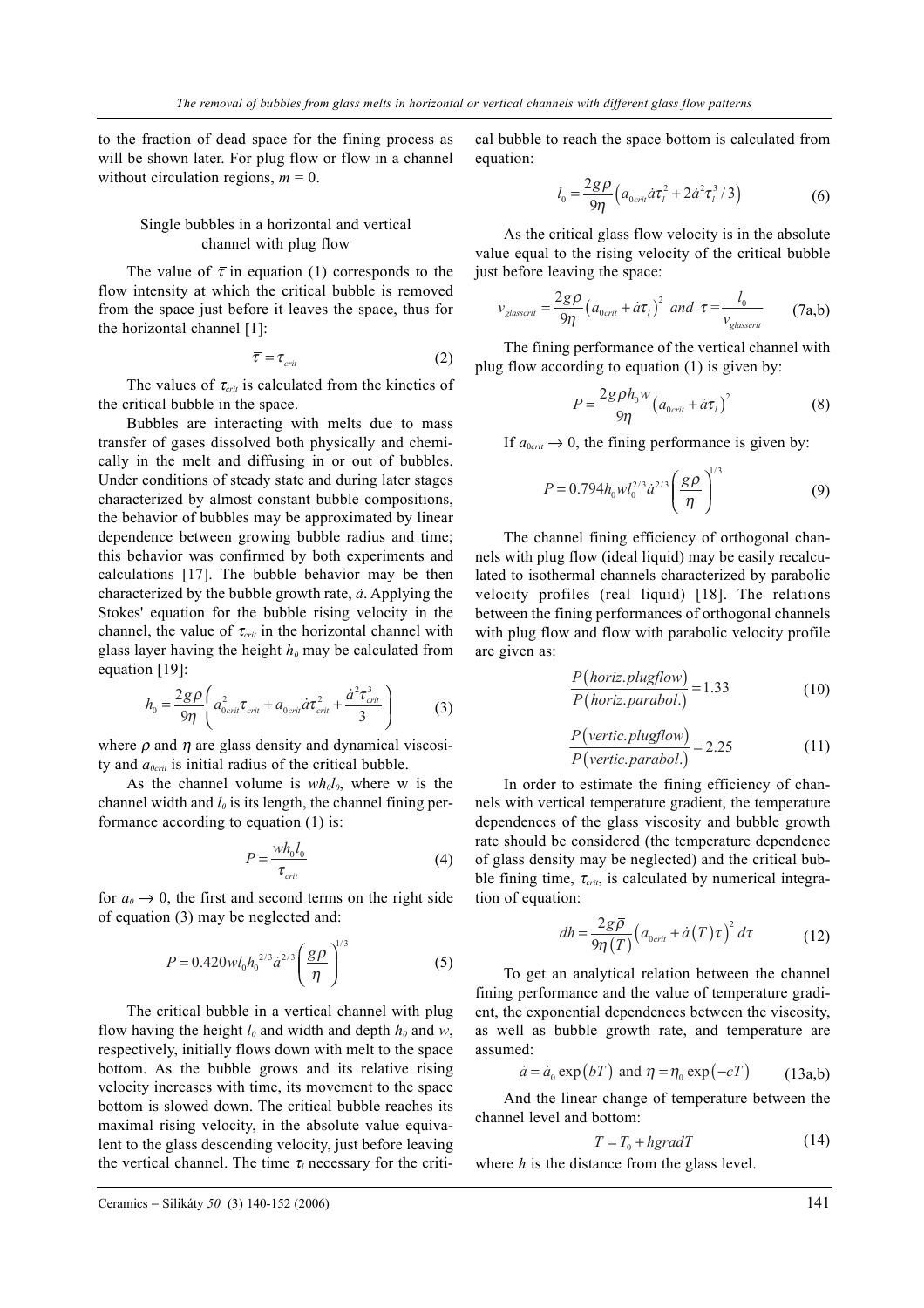to the fraction of dead space for the fining process as will be shown later. For plug flow or flow in a channel without circulation regions, $m = 0$.

### Single bubbles in a horizontal and vertical channel with plug flow

The value of $\bar{\tau}$ in equation (1) corresponds to the flow intensity at which the critical bubble is removed from the space just before it leaves the space, thus for the horizontal channel [1]:

$$\bar{\tau} = \tau_{crit} \tag{2}$$

The values of $\tau_{crit}$ is calculated from the kinetics of the critical bubble in the space.

Bubbles are interacting with melts due to mass transfer of gases dissolved both physically and chemically in the melt and diffusing in or out of bubbles. Under conditions of steady state and during later stages characterized by almost constant bubble compositions, the behavior of bubbles may be approximated by linear dependence between growing bubble radius and time; this behavior was confirmed by both experiments and calculations [17]. The bubble behavior may be then characterized by the bubble growth rate, $\dot{a}$. Applying the Stokes' equation for the bubble rising velocity in the channel, the value of $\tau_{crit}$ in the horizontal channel with glass layer having the height $h_0$ may be calculated from equation [19]:

$$h_0 = \frac{2g\rho}{9\eta}\left(a_{0crit}^2\tau_{crit} + a_{0crit}\dot{a}\tau_{crit}^2 + \frac{\dot{a}^2\tau_{crit}^3}{3}\right) \tag{3}$$

where $\rho$ and $\eta$ are glass density and dynamical viscosity and $a_{0crit}$ is initial radius of the critical bubble.

As the channel volume is $wh_0l_0$, where w is the channel width and $l_0$ is its length, the channel fining performance according to equation (1) is:

$$P = \frac{wh_0l_0}{\tau_{crit}} \tag{4}$$

for $a_0 \to 0$, the first and second terms on the right side of equation (3) may be neglected and:

$$P = 0.420wl_0h_0^{2/3}\dot{a}^{2/3}\left(\frac{g\rho}{\eta}\right)^{1/3} \tag{5}$$

The critical bubble in a vertical channel with plug flow having the height $l_0$ and width and depth $h_0$ and $w$, respectively, initially flows down with melt to the space bottom. As the bubble grows and its relative rising velocity increases with time, its movement to the space bottom is slowed down. The critical bubble reaches its maximal rising velocity, in the absolute value equivalent to the glass descending velocity, just before leaving the vertical channel. The time $\tau_l$ necessary for the critical bubble to reach the space bottom is calculated from equation:

$$l_0 = \frac{2g\rho}{9\eta}\left(a_{0crit}\dot{a}\tau_l^2 + 2\dot{a}^2\tau_l^3/3\right) \tag{6}$$

As the critical glass flow velocity is in the absolute value equal to the rising velocity of the critical bubble just before leaving the space:

$$v_{glasscrit} = \frac{2g\rho}{9\eta}\left(a_{0crit} + \dot{a}\tau_l\right)^2 \ \ and \ \ \bar{\tau} = \frac{l_0}{v_{glasscrit}} \tag{7a,b}$$

The fining performance of the vertical channel with plug flow according to equation (1) is given by:

$$P = \frac{2g\rho h_0 w}{9\eta}\left(a_{0crit} + \dot{a}\tau_l\right)^2 \tag{8}$$

If $a_{0crit} \to 0$, the fining performance is given by:

$$P = 0.794h_0wl_0^{2/3}\dot{a}^{2/3}\left(\frac{g\rho}{\eta}\right)^{1/3} \tag{9}$$

The channel fining efficiency of orthogonal channels with plug flow (ideal liquid) may be easily recalculated to isothermal channels characterized by parabolic velocity profiles (real liquid) [18]. The relations between the fining performances of orthogonal channels with plug flow and flow with parabolic velocity profile are given as:

$$\frac{P(horiz.plugflow)}{P(horiz.parabol.)} = 1.33 \tag{10}$$

$$\frac{P(vertic.plugflow)}{P(vertic.parabol.)} = 2.25 \tag{11}$$

In order to estimate the fining efficiency of channels with vertical temperature gradient, the temperature dependences of the glass viscosity and bubble growth rate should be considered (the temperature dependence of glass density may be neglected) and the critical bubble fining time, $\tau_{crit}$, is calculated by numerical integration of equation:

$$dh = \frac{2g\bar{\rho}}{9\eta(T)}\left(a_{0crit} + \dot{a}(T)\tau\right)^2 d\tau \tag{12}$$

To get an analytical relation between the channel fining performance and the value of temperature gradient, the exponential dependences between the viscosity, as well as bubble growth rate, and temperature are assumed:

$$\dot{a} = \dot{a}_0\exp(bT) \text{ and } \eta = \eta_0\exp(-cT) \tag{13a,b}$$

And the linear change of temperature between the channel level and bottom:

$$T = T_0 + hgradT \tag{14}$$

where $h$ is the distance from the glass level.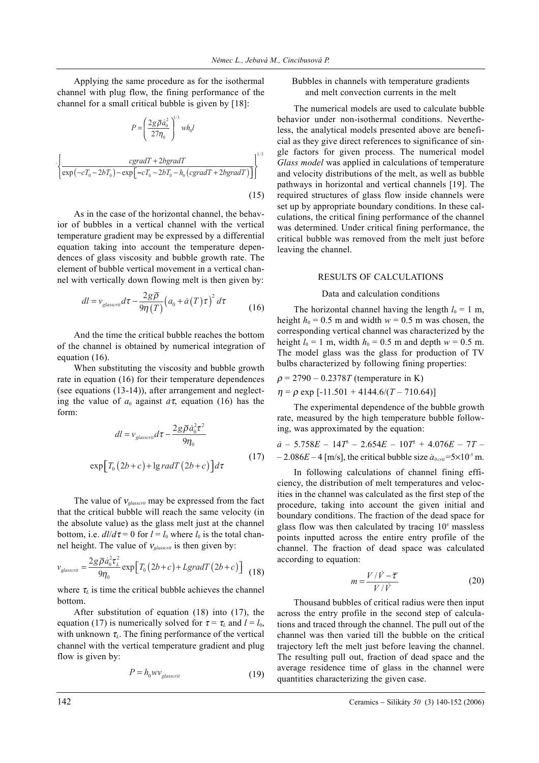Applying the same procedure as for the isothermal channel with plug flow, the fining performance of the channel for a small critical bubble is given by [18]:

$$P = \left( \frac{2g\bar{\rho}\dot{a}_0^2}{27\eta_0} \right)^{1/3} wh_0 l$$

$$\cdot \left\{ \frac{cgradT + 2bgradT}{\exp\left(-cT_0 - 2bT_0\right) - \exp\left[-cT_0 - 2bT_0 - h_0\left(cgradT + 2bgradT\right)\right]} \right\}^{1/3} \tag{15}$$

As in the case of the horizontal channel, the behavior of bubbles in a vertical channel with the vertical temperature gradient may be expressed by a differential equation taking into account the temperature dependences of glass viscosity and bubble growth rate. The element of bubble vertical movement in a vertical channel with vertically down flowing melt is then given by:

$$dl = v_{glasscrit} d\tau - \frac{2g\bar{\rho}}{9\eta(T)} \left(a_0 + \dot{a}(T)\tau\right)^2 d\tau \tag{16}$$

And the time the critical bubble reaches the bottom of the channel is obtained by numerical integration of equation (16).

When substituting the viscosity and bubble growth rate in equation (16) for their temperature dependences (see equations (13-14)), after arrangement and neglecting the value of $a_0$ against $\dot{a}\tau$, equation (16) has the form:

$$dl = v_{glasscrit} d\tau - \frac{2g\bar{\rho}\dot{a}_0^2\tau^2}{9\eta_0}$$

$$\exp\left[T_0(2b+c) + \lg radT(2b+c)\right] d\tau \tag{17}$$

The value of $v_{glasscrit}$ may be expressed from the fact that the critical bubble will reach the same velocity (in the absolute value) as the glass melt just at the channel bottom, i.e. $dl/d\tau = 0$ for $l = l_0$ where $l_0$ is the total channel height. The value of $v_{glasscrit}$ is then given by:

$$v_{glasscrit} = \frac{2g\bar{\rho}\dot{a}_0^2\tau_L^2}{9\eta_0} \exp\left[T_0(2b+c) + LgradT(2b+c)\right] \tag{18}$$

where $\tau_L$ is time the critical bubble achieves the channel bottom.

After substitution of equation (18) into (17), the equation (17) is numerically solved for $\tau = \tau_L$ and $l = l_0$, with unknown $\tau_L$. The fining performance of the vertical channel with the vertical temperature gradient and plug flow is given by:

$$P = h_0 w v_{glasscrit} \tag{19}$$

### Bubbles in channels with temperature gradients and melt convection currents in the melt

The numerical models are used to calculate bubble behavior under non-isothermal conditions. Nevertheless, the analytical models presented above are beneficial as they give direct references to significance of single factors for given process. The numerical model *Glass model* was applied in calculations of temperature and velocity distributions of the melt, as well as bubble pathways in horizontal and vertical channels [19]. The required structures of glass flow inside channels were set up by appropriate boundary conditions. In these calculations, the critical fining performance of the channel was determined. Under critical fining performance, the critical bubble was removed from the melt just before leaving the channel.

## RESULTS OF CALCULATIONS

### Data and calculation conditions

The horizontal channel having the length $l_0 = 1$ m, height $h_0 = 0.5$ m and width $w = 0.5$ m was chosen, the corresponding vertical channel was characterized by the height $l_0 = 1$ m, width $h_0 = 0.5$ m and depth $w = 0.5$ m. The model glass was the glass for production of TV bulbs characterized by following fining properties:

$\rho = 2790 - 0.2378T$ (temperature in K)

$\eta = \rho \exp\left[-11.501 + 4144.6/(T - 710.64)\right]$

The experimental dependence of the bubble growth rate, measured by the high temperature bubble following, was approximated by the equation:

$\dot{a} - 5.758E - 14T^3 - 2.654E - 10T^2 + 4.076E - 7T - 2.086E - 4$ [m/s], the critical bubble size $\dot{a}_{0\,crit} = 5\times10^{-5}$ m.

In following calculations of channel fining efficiency, the distribution of melt temperatures and velocities in the channel was calculated as the first step of the procedure, taking into account the given initial and boundary conditions. The fraction of the dead space for glass flow was then calculated by tracing $10^4$ massless points inputted across the entire entry profile of the channel. The fraction of dead space was calculated according to equation:

$$m = \frac{V/\dot{V} - \bar{\tau}}{V/\dot{V}} \tag{20}$$

Thousand bubbles of critical radius were then input across the entry profile in the second step of calculations and traced through the channel. The pull out of the channel was then varied till the bubble on the critical trajectory left the melt just before leaving the channel. The resulting pull out, fraction of dead space and the average residence time of glass in the channel were quantities characterizing the given case.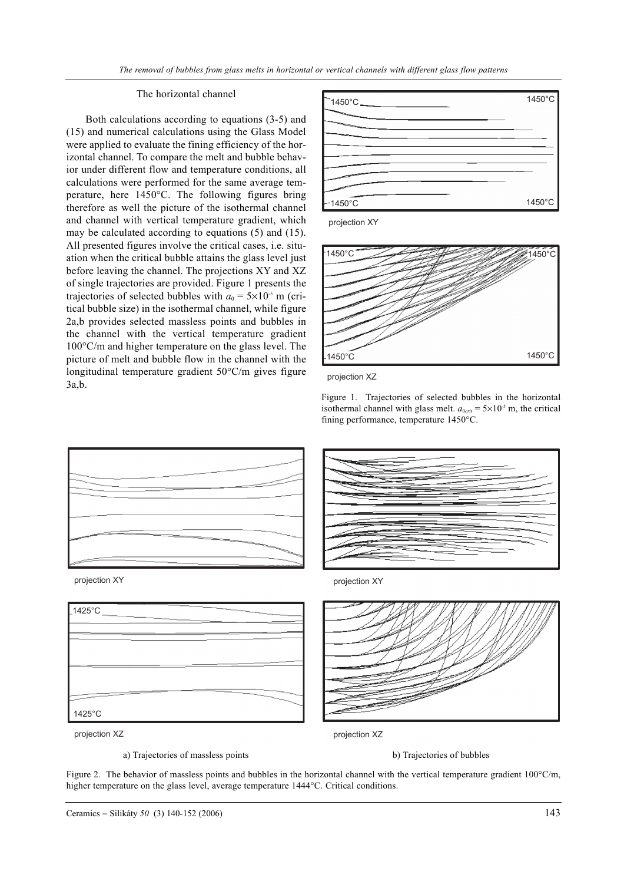### The horizontal channel

Both calculations according to equations (3-5) and (15) and numerical calculations using the Glass Model were applied to evaluate the fining efficiency of the horizontal channel. To compare the melt and bubble behavior under different flow and temperature conditions, all calculations were performed for the same average temperature, here 1450°C. The following figures bring therefore as well the picture of the isothermal channel and channel with vertical temperature gradient, which may be calculated according to equations (5) and (15). All presented figures involve the critical cases, i.e. situation when the critical bubble attains the glass level just before leaving the channel. The projections XY and XZ of single trajectories are provided. Figure 1 presents the trajectories of selected bubbles with $a_0 = 5\times10^{-5}$ m (critical bubble size) in the isothermal channel, while figure 2a,b provides selected massless points and bubbles in the channel with the vertical temperature gradient 100°C/m and higher temperature on the glass level. The picture of melt and bubble flow in the channel with the longitudinal temperature gradient 50°C/m gives figure 3a,b.

Figure 1. Trajectories of selected bubbles in the horizontal isothermal channel with glass melt. $a_{0crit} = 5\times10^{-5}$ m, the critical fining performance, temperature 1450°C.

a) Trajectories of massless points

b) Trajectories of bubbles

Figure 2. The behavior of massless points and bubbles in the horizontal channel with the vertical temperature gradient 100°C/m, higher temperature on the glass level, average temperature 1444°C. Critical conditions.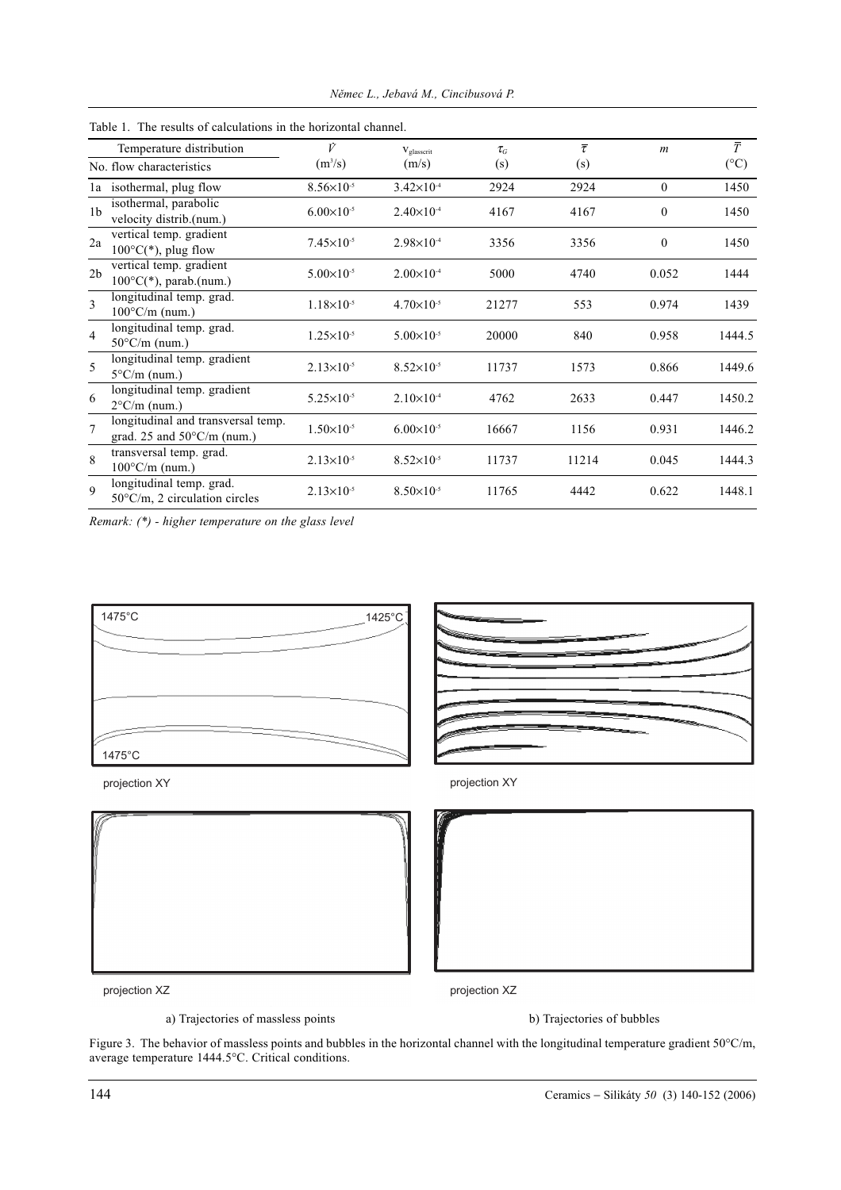Table 1. The results of calculations in the horizontal channel.

| No. | Temperature distribution / flow characteristics | $\dot{V}$ ($m^3/s$) | $v_{glasscrit}$ (m/s) | $\tau_G$ (s) | $\overline{\tau}$ (s) | $m$ | $\overline{T}$ (°C) |
|---|---|---|---|---|---|---|---|
| 1a | isothermal, plug flow | $8.56\times10^{-5}$ | $3.42\times10^{-4}$ | 2924 | 2924 | 0 | 1450 |
| 1b | isothermal, parabolic velocity distrib.(num.) | $6.00\times10^{-5}$ | $2.40\times10^{-4}$ | 4167 | 4167 | 0 | 1450 |
| 2a | vertical temp. gradient 100°C(*), plug flow | $7.45\times10^{-5}$ | $2.98\times10^{-4}$ | 3356 | 3356 | 0 | 1450 |
| 2b | vertical temp. gradient 100°C(*), parab.(num.) | $5.00\times10^{-5}$ | $2.00\times10^{-4}$ | 5000 | 4740 | 0.052 | 1444 |
| 3 | longitudinal temp. grad. 100°C/m (num.) | $1.18\times10^{-5}$ | $4.70\times10^{-5}$ | 21277 | 553 | 0.974 | 1439 |
| 4 | longitudinal temp. grad. 50°C/m (num.) | $1.25\times10^{-5}$ | $5.00\times10^{-5}$ | 20000 | 840 | 0.958 | 1444.5 |
| 5 | longitudinal temp. gradient 5°C/m (num.) | $2.13\times10^{-5}$ | $8.52\times10^{-5}$ | 11737 | 1573 | 0.866 | 1449.6 |
| 6 | longitudinal temp. gradient 2°C/m (num.) | $5.25\times10^{-5}$ | $2.10\times10^{-4}$ | 4762 | 2633 | 0.447 | 1450.2 |
| 7 | longitudinal and transversal temp. grad. 25 and 50°C/m (num.) | $1.50\times10^{-5}$ | $6.00\times10^{-5}$ | 16667 | 1156 | 0.931 | 1446.2 |
| 8 | transversal temp. grad. 100°C/m (num.) | $2.13\times10^{-5}$ | $8.52\times10^{-5}$ | 11737 | 11214 | 0.045 | 1444.3 |
| 9 | longitudinal temp. grad. 50°C/m, 2 circulation circles | $2.13\times10^{-5}$ | $8.50\times10^{-5}$ | 11765 | 4442 | 0.622 | 1448.1 |

*Remark: (\*) - higher temperature on the glass level*

a) Trajectories of massless points b) Trajectories of bubbles

Figure 3. The behavior of massless points and bubbles in the horizontal channel with the longitudinal temperature gradient 50°C/m, average temperature 1444.5°C. Critical conditions.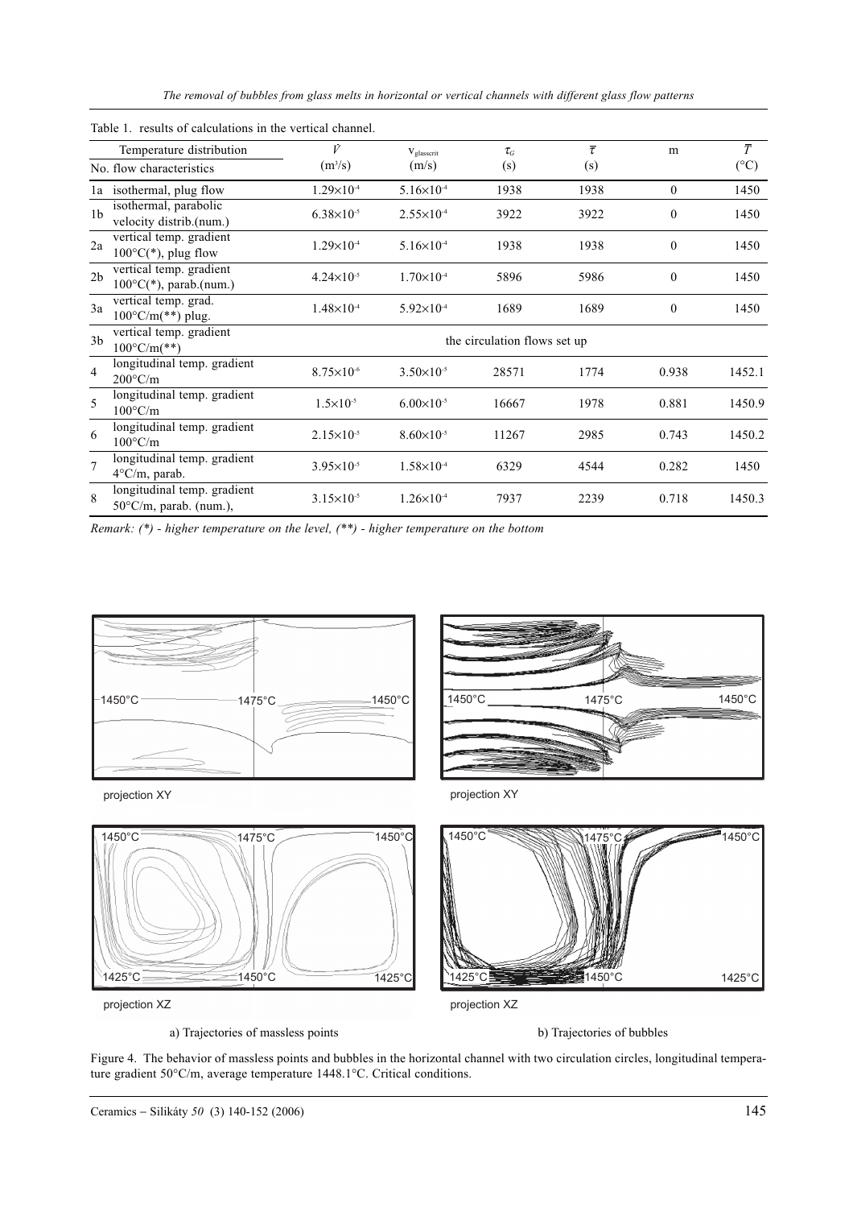Table 1. results of calculations in the vertical channel.

| No. | Temperature distribution / flow characteristics | $\dot{V}$ ($m^3/s$) | $v_{glasscrit}$ (m/s) | $\tau_G$ (s) | $\bar{\tau}$ (s) | m | $\bar{T}$ (°C) |
|---|---|---|---|---|---|---|---|
| 1a | isothermal, plug flow | $1.29\times10^{-4}$ | $5.16\times10^{-4}$ | 1938 | 1938 | 0 | 1450 |
| 1b | isothermal, parabolic velocity distrib.(num.) | $6.38\times10^{-5}$ | $2.55\times10^{-4}$ | 3922 | 3922 | 0 | 1450 |
| 2a | vertical temp. gradient 100°C(*), plug flow | $1.29\times10^{-4}$ | $5.16\times10^{-4}$ | 1938 | 1938 | 0 | 1450 |
| 2b | vertical temp. gradient 100°C(*), parab.(num.) | $4.24\times10^{-5}$ | $1.70\times10^{-4}$ | 5896 | 5986 | 0 | 1450 |
| 3a | vertical temp. grad. 100°C/m(**) plug. | $1.48\times10^{-4}$ | $5.92\times10^{-4}$ | 1689 | 1689 | 0 | 1450 |
| 3b | vertical temp. gradient 100°C/m(**) | the circulation flows set up | | | | | |
| 4 | longitudinal temp. gradient 200°C/m | $8.75\times10^{-6}$ | $3.50\times10^{-5}$ | 28571 | 1774 | 0.938 | 1452.1 |
| 5 | longitudinal temp. gradient 100°C/m | $1.5\times10^{-5}$ | $6.00\times10^{-5}$ | 16667 | 1978 | 0.881 | 1450.9 |
| 6 | longitudinal temp. gradient 100°C/m | $2.15\times10^{-5}$ | $8.60\times10^{-5}$ | 11267 | 2985 | 0.743 | 1450.2 |
| 7 | longitudinal temp. gradient 4°C/m, parab. | $3.95\times10^{-5}$ | $1.58\times10^{-4}$ | 6329 | 4544 | 0.282 | 1450 |
| 8 | longitudinal temp. gradient 50°C/m, parab. (num.), | $3.15\times10^{-5}$ | $1.26\times10^{-4}$ | 7937 | 2239 | 0.718 | 1450.3 |

*Remark: (\*) - higher temperature on the level, (\*\*) - higher temperature on the bottom*

a) Trajectories of massless points

b) Trajectories of bubbles

Figure 4. The behavior of massless points and bubbles in the horizontal channel with two circulation circles, longitudinal temperature gradient 50°C/m, average temperature 1448.1°C. Critical conditions.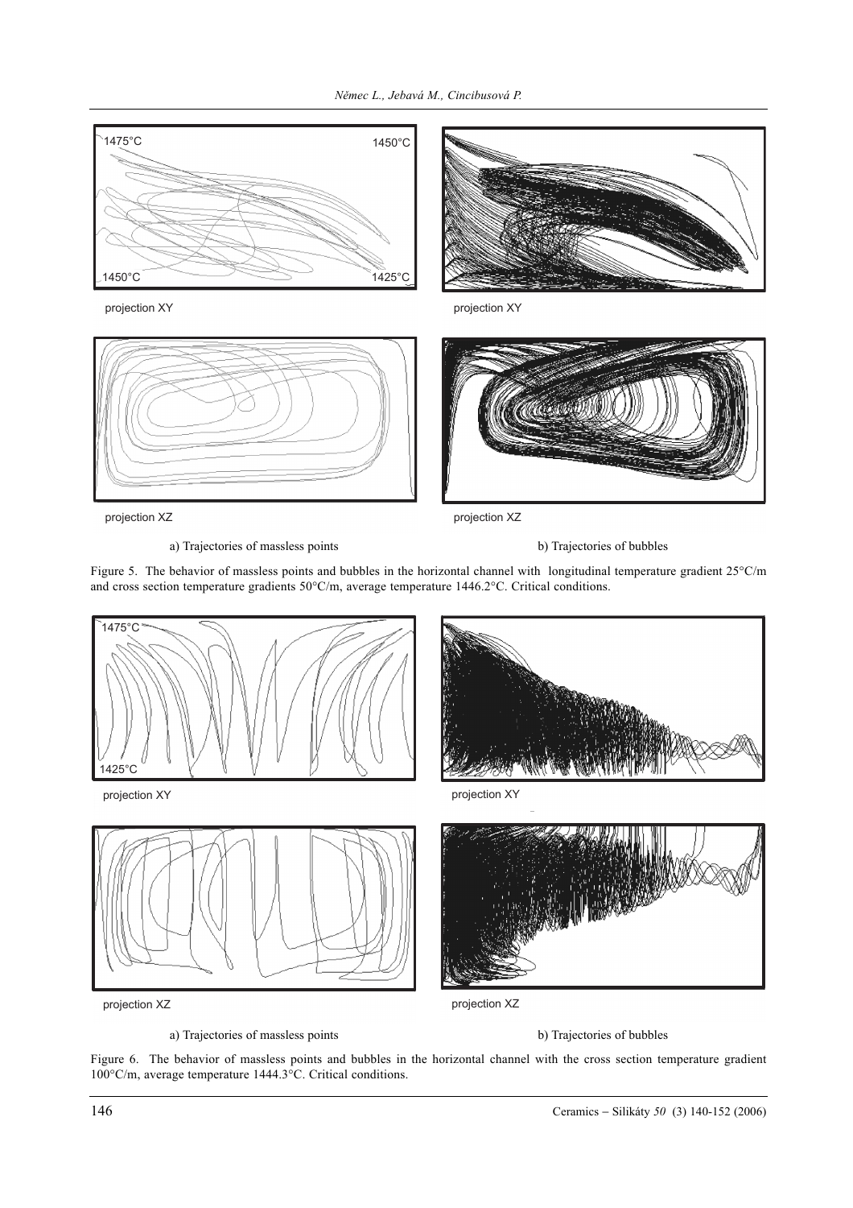1475°C

1450°C

1450°C

1425°C

projection XY

projection XY

projection XZ

projection XZ

a) Trajectories of massless points

b) Trajectories of bubbles

Figure 5. The behavior of massless points and bubbles in the horizontal channel with longitudinal temperature gradient 25°C/m and cross section temperature gradients 50°C/m, average temperature 1446.2°C. Critical conditions.

1475°C

1425°C

projection XY

projection XY

projection XZ

projection XZ

a) Trajectories of massless points

b) Trajectories of bubbles

Figure 6. The behavior of massless points and bubbles in the horizontal channel with the cross section temperature gradient 100°C/m, average temperature 1444.3°C. Critical conditions.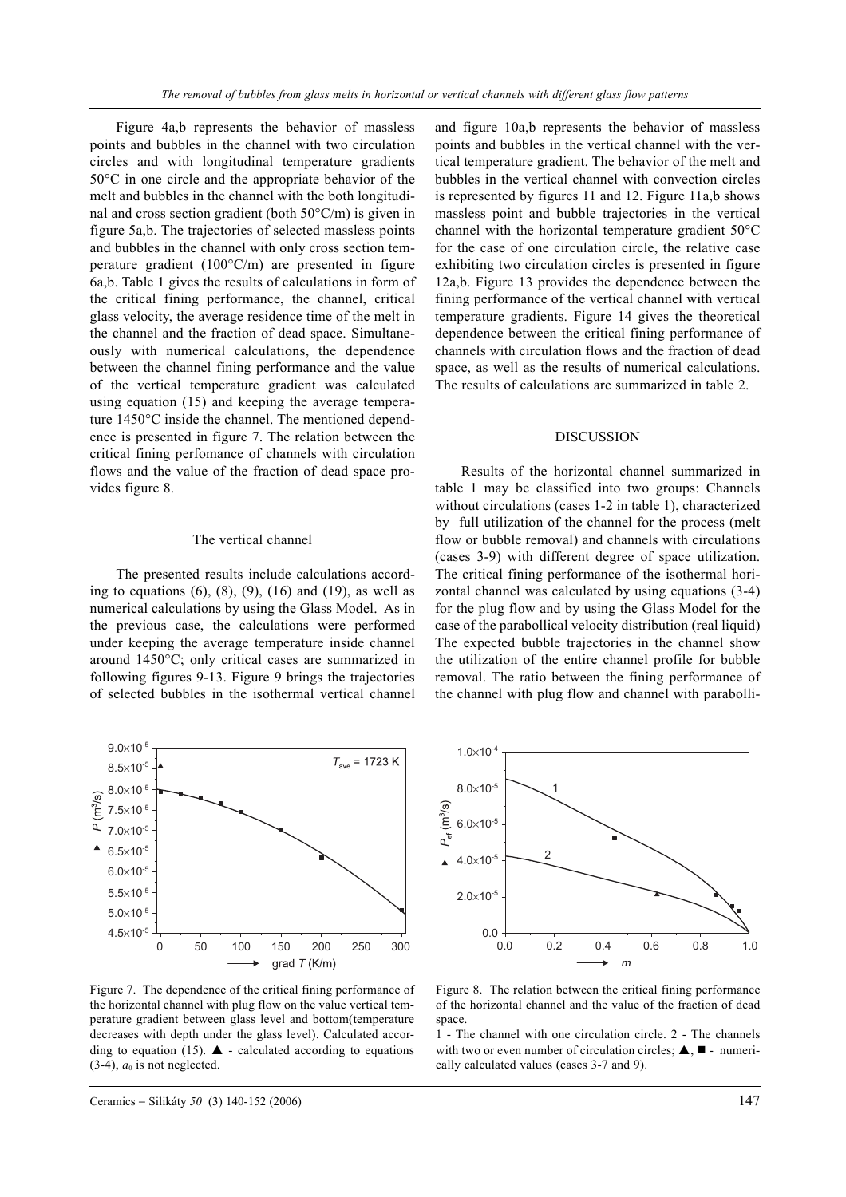Figure 4a,b represents the behavior of massless points and bubbles in the channel with two circulation circles and with longitudinal temperature gradients 50°C in one circle and the appropriate behavior of the melt and bubbles in the channel with the both longitudinal and cross section gradient (both 50°C/m) is given in figure 5a,b. The trajectories of selected massless points and bubbles in the channel with only cross section temperature gradient (100°C/m) are presented in figure 6a,b. Table 1 gives the results of calculations in form of the critical fining performance, the channel, critical glass velocity, the average residence time of the melt in the channel and the fraction of dead space. Simultaneously with numerical calculations, the dependence between the channel fining performance and the value of the vertical temperature gradient was calculated using equation (15) and keeping the average temperature 1450°C inside the channel. The mentioned dependence is presented in figure 7. The relation between the critical fining perfomance of channels with circulation flows and the value of the fraction of dead space provides figure 8.

### The vertical channel

The presented results include calculations according to equations (6), (8), (9), (16) and (19), as well as numerical calculations by using the Glass Model. As in the previous case, the calculations were performed under keeping the average temperature inside channel around 1450°C; only critical cases are summarized in following figures 9-13. Figure 9 brings the trajectories of selected bubbles in the isothermal vertical channel and figure 10a,b represents the behavior of massless points and bubbles in the vertical channel with the vertical temperature gradient. The behavior of the melt and bubbles in the vertical channel with convection circles is represented by figures 11 and 12. Figure 11a,b shows massless point and bubble trajectories in the vertical channel with the horizontal temperature gradient 50°C for the case of one circulation circle, the relative case exhibiting two circulation circles is presented in figure 12a,b. Figure 13 provides the dependence between the fining performance of the vertical channel with vertical temperature gradients. Figure 14 gives the theoretical dependence between the critical fining performance of channels with circulation flows and the fraction of dead space, as well as the results of numerical calculations. The results of calculations are summarized in table 2.

## DISCUSSION

Results of the horizontal channel summarized in table 1 may be classified into two groups: Channels without circulations (cases 1-2 in table 1), characterized by full utilization of the channel for the process (melt flow or bubble removal) and channels with circulations (cases 3-9) with different degree of space utilization. The critical fining performance of the isothermal horizontal channel was calculated by using equations (3-4) for the plug flow and by using the Glass Model for the case of the parabollical velocity distribution (real liquid) The expected bubble trajectories in the channel show the utilization of the entire channel profile for bubble removal. The ratio between the fining performance of the channel with plug flow and channel with parabolli-

Figure 7. The dependence of the critical fining performance of the horizontal channel with plug flow on the value vertical temperature gradient between glass level and bottom(temperature decreases with depth under the glass level). Calculated according to equation (15). ▲ - calculated according to equations (3-4), $a_0$ is not neglected.

Figure 8. The relation between the critical fining performance of the horizontal channel and the value of the fraction of dead space.
1 - The channel with one circulation circle. 2 - The channels with two or even number of circulation circles; ▲, ■ - numerically calculated values (cases 3-7 and 9).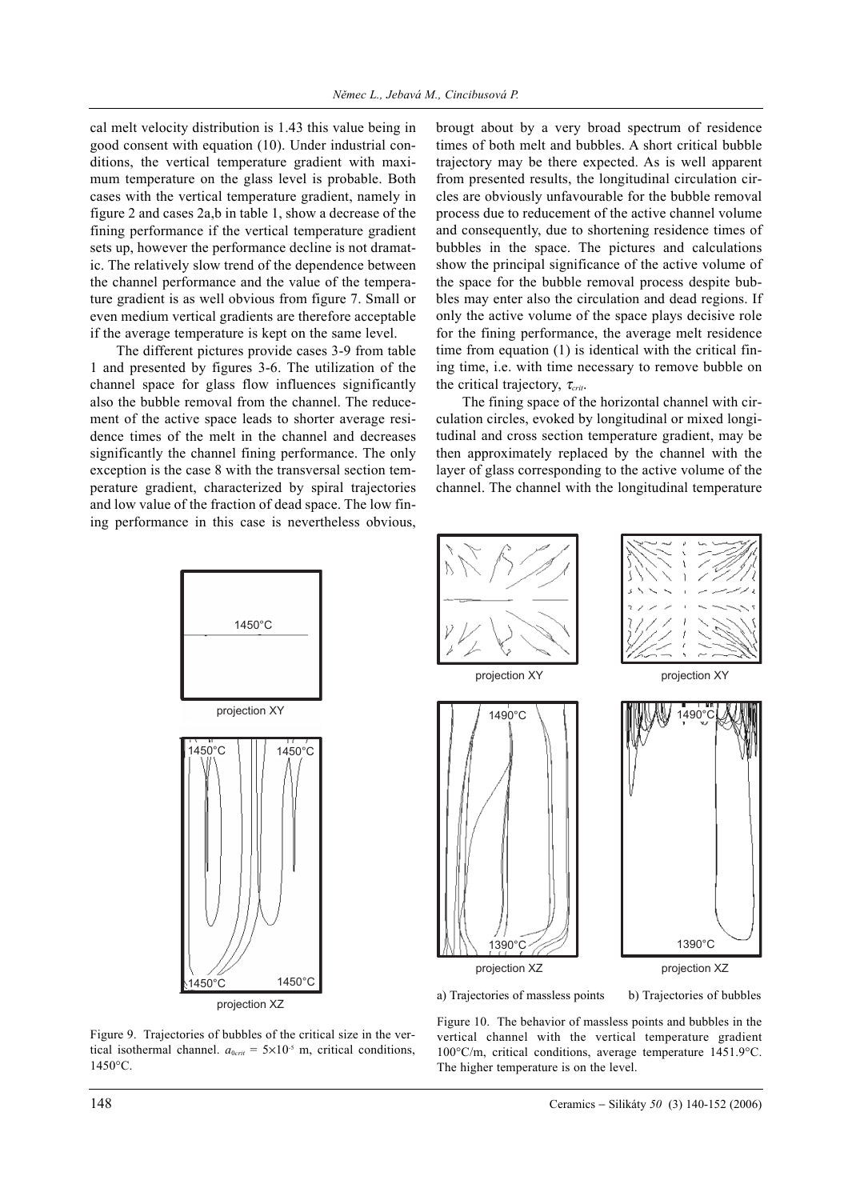cal melt velocity distribution is 1.43 this value being in good consent with equation (10). Under industrial conditions, the vertical temperature gradient with maximum temperature on the glass level is probable. Both cases with the vertical temperature gradient, namely in figure 2 and cases 2a,b in table 1, show a decrease of the fining performance if the vertical temperature gradient sets up, however the performance decline is not dramatic. The relatively slow trend of the dependence between the channel performance and the value of the temperature gradient is as well obvious from figure 7. Small or even medium vertical gradients are therefore acceptable if the average temperature is kept on the same level.

The different pictures provide cases 3-9 from table 1 and presented by figures 3-6. The utilization of the channel space for glass flow influences significantly also the bubble removal from the channel. The reducement of the active space leads to shorter average residence times of the melt in the channel and decreases significantly the channel fining performance. The only exception is the case 8 with the transversal section temperature gradient, characterized by spiral trajectories and low value of the fraction of dead space. The low fining performance in this case is nevertheless obvious, brougt about by a very broad spectrum of residence times of both melt and bubbles. A short critical bubble trajectory may be there expected. As is well apparent from presented results, the longitudinal circulation circles are obviously unfavourable for the bubble removal process due to reducement of the active channel volume and consequently, due to shortening residence times of bubbles in the space. The pictures and calculations show the principal significance of the active volume of the space for the bubble removal process despite bubbles may enter also the circulation and dead regions. If only the active volume of the space plays decisive role for the fining performance, the average melt residence time from equation (1) is identical with the critical fining time, i.e. with time necessary to remove bubble on the critical trajectory, $\tau_{crit}$.

The fining space of the horizontal channel with circulation circles, evoked by longitudinal or mixed longitudinal and cross section temperature gradient, may be then approximately replaced by the channel with the layer of glass corresponding to the active volume of the channel. The channel with the longitudinal temperature

Figure 9. Trajectories of bubbles of the critical size in the vertical isothermal channel. $a_{0crit} = 5\times10^{-5}$ m, critical conditions, 1450°C.

a) Trajectories of massless points b) Trajectories of bubbles

Figure 10. The behavior of massless points and bubbles in the vertical channel with the vertical temperature gradient 100°C/m, critical conditions, average temperature 1451.9°C. The higher temperature is on the level.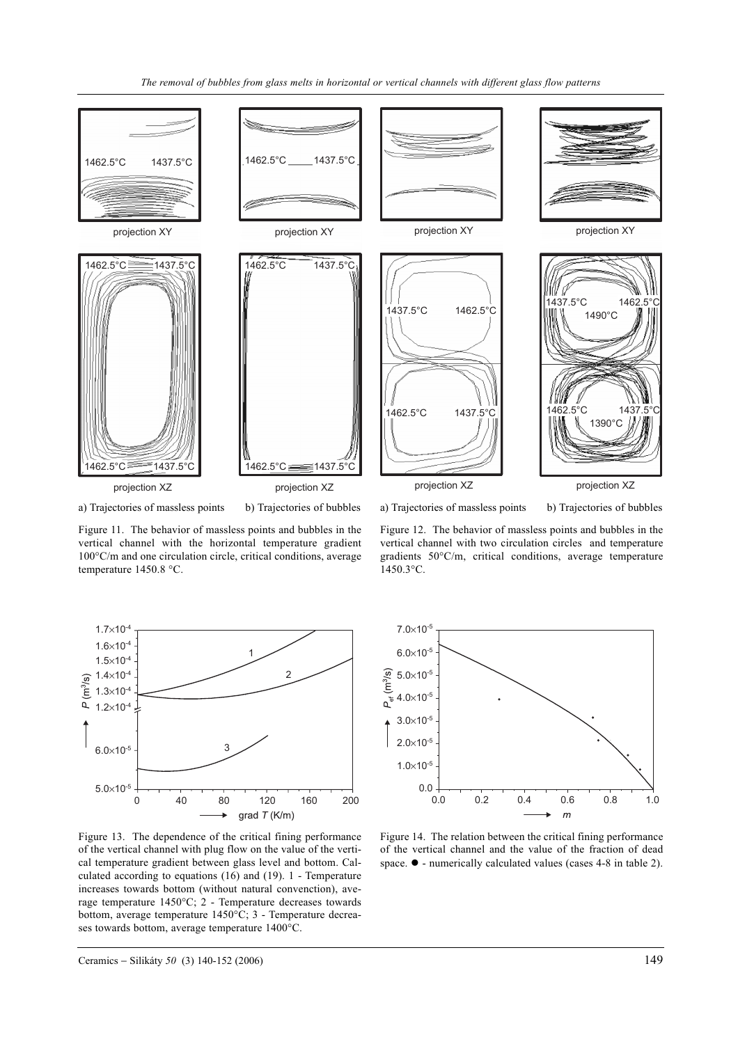Figure 11. The behavior of massless points and bubbles in the vertical channel with the horizontal temperature gradient 100°C/m and one circulation circle, critical conditions, average temperature 1450.8 °C.

a) Trajectories of massless points b) Trajectories of bubbles

Figure 12. The behavior of massless points and bubbles in the vertical channel with two circulation circles and temperature gradients 50°C/m, critical conditions, average temperature 1450.3°C.

a) Trajectories of massless points b) Trajectories of bubbles

Figure 13. The dependence of the critical fining performance of the vertical channel with plug flow on the value of the vertical temperature gradient between glass level and bottom. Calculated according to equations (16) and (19). 1 - Temperature increases towards bottom (without natural convenction), average temperature 1450°C; 2 - Temperature decreases towards bottom, average temperature 1450°C; 3 - Temperature decreases towards bottom, average temperature 1400°C.

Figure 14. The relation between the critical fining performance of the vertical channel and the value of the fraction of dead space. ● - numerically calculated values (cases 4-8 in table 2).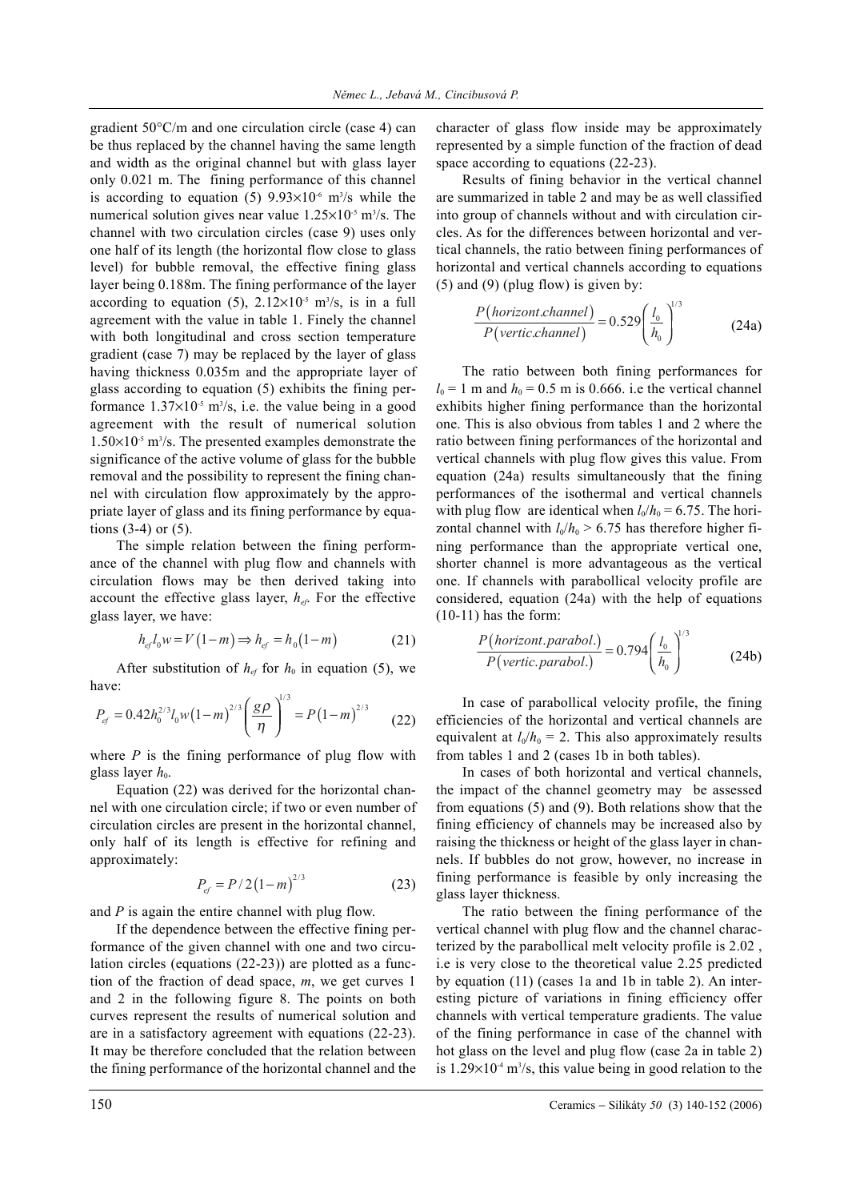gradient 50°C/m and one circulation circle (case 4) can be thus replaced by the channel having the same length and width as the original channel but with glass layer only 0.021 m. The fining performance of this channel is according to equation (5) $9.93\times10^{-6}$ m$^3$/s while the numerical solution gives near value $1.25\times10^{-5}$ m$^3$/s. The channel with two circulation circles (case 9) uses only one half of its length (the horizontal flow close to glass level) for bubble removal, the effective fining glass layer being 0.188m. The fining performance of the layer according to equation (5), $2.12\times10^{-5}$ m$^3$/s, is in a full agreement with the value in table 1. Finely the channel with both longitudinal and cross section temperature gradient (case 7) may be replaced by the layer of glass having thickness 0.035m and the appropriate layer of glass according to equation (5) exhibits the fining performance $1.37\times10^{-5}$ m$^3$/s, i.e. the value being in a good agreement with the result of numerical solution $1.50\times10^{-5}$ m$^3$/s. The presented examples demonstrate the significance of the active volume of glass for the bubble removal and the possibility to represent the fining channel with circulation flow approximately by the appropriate layer of glass and its fining performance by equations (3-4) or (5).

The simple relation between the fining performance of the channel with plug flow and channels with circulation flows may be then derived taking into account the effective glass layer, $h_{ef}$. For the effective glass layer, we have:

$$h_{ef} l_0 w = V(1-m) \Rightarrow h_{ef} = h_0(1-m) \tag{21}$$

After substitution of $h_{ef}$ for $h_0$ in equation (5), we have:

$$P_{ef} = 0.42 h_0^{2/3} l_0 w (1-m)^{2/3} \left(\frac{g\rho}{\eta}\right)^{1/3} = P(1-m)^{2/3} \tag{22}$$

where $P$ is the fining performance of plug flow with glass layer $h_0$.

Equation (22) was derived for the horizontal channel with one circulation circle; if two or even number of circulation circles are present in the horizontal channel, only half of its length is effective for refining and approximately:

$$P_{ef} = P/2(1-m)^{2/3} \tag{23}$$

and $P$ is again the entire channel with plug flow.

If the dependence between the effective fining performance of the given channel with one and two circulation circles (equations (22-23)) are plotted as a function of the fraction of dead space, $m$, we get curves 1 and 2 in the following figure 8. The points on both curves represent the results of numerical solution and are in a satisfactory agreement with equations (22-23). It may be therefore concluded that the relation between the fining performance of the horizontal channel and the character of glass flow inside may be approximately represented by a simple function of the fraction of dead space according to equations (22-23).

Results of fining behavior in the vertical channel are summarized in table 2 and may be as well classified into group of channels without and with circulation circles. As for the differences between horizontal and vertical channels, the ratio between fining performances of horizontal and vertical channels according to equations (5) and (9) (plug flow) is given by:

$$\frac{P(horizont.channel)}{P(vertic.channel)} = 0.529\left(\frac{l_0}{h_0}\right)^{1/3} \tag{24a}$$

The ratio between both fining performances for $l_0 = 1$ m and $h_0 = 0.5$ m is 0.666. i.e the vertical channel exhibits higher fining performance than the horizontal one. This is also obvious from tables 1 and 2 where the ratio between fining performances of the horizontal and vertical channels with plug flow gives this value. From equation (24a) results simultaneously that the fining performances of the isothermal and vertical channels with plug flow are identical when $l_0/h_0 = 6.75$. The horizontal channel with $l_0/h_0 > 6.75$ has therefore higher fining performance than the appropriate vertical one, shorter channel is more advantageous as the vertical one. If channels with parabollical velocity profile are considered, equation (24a) with the help of equations (10-11) has the form:

$$\frac{P(horizont.parabol.)}{P(vertic.parabol.)} = 0.794\left(\frac{l_0}{h_0}\right)^{1/3} \tag{24b}$$

In case of parabollical velocity profile, the fining efficiencies of the horizontal and vertical channels are equivalent at $l_0/h_0 = 2$. This also approximately results from tables 1 and 2 (cases 1b in both tables).

In cases of both horizontal and vertical channels, the impact of the channel geometry may be assessed from equations (5) and (9). Both relations show that the fining efficiency of channels may be increased also by raising the thickness or height of the glass layer in channels. If bubbles do not grow, however, no increase in fining performance is feasible by only increasing the glass layer thickness.

The ratio between the fining performance of the vertical channel with plug flow and the channel characterized by the parabollical melt velocity profile is 2.02 , i.e is very close to the theoretical value 2.25 predicted by equation (11) (cases 1a and 1b in table 2). An interesting picture of variations in fining efficiency offer channels with vertical temperature gradients. The value of the fining performance in case of the channel with hot glass on the level and plug flow (case 2a in table 2) is $1.29\times10^{-4}$ m$^3$/s, this value being in good relation to the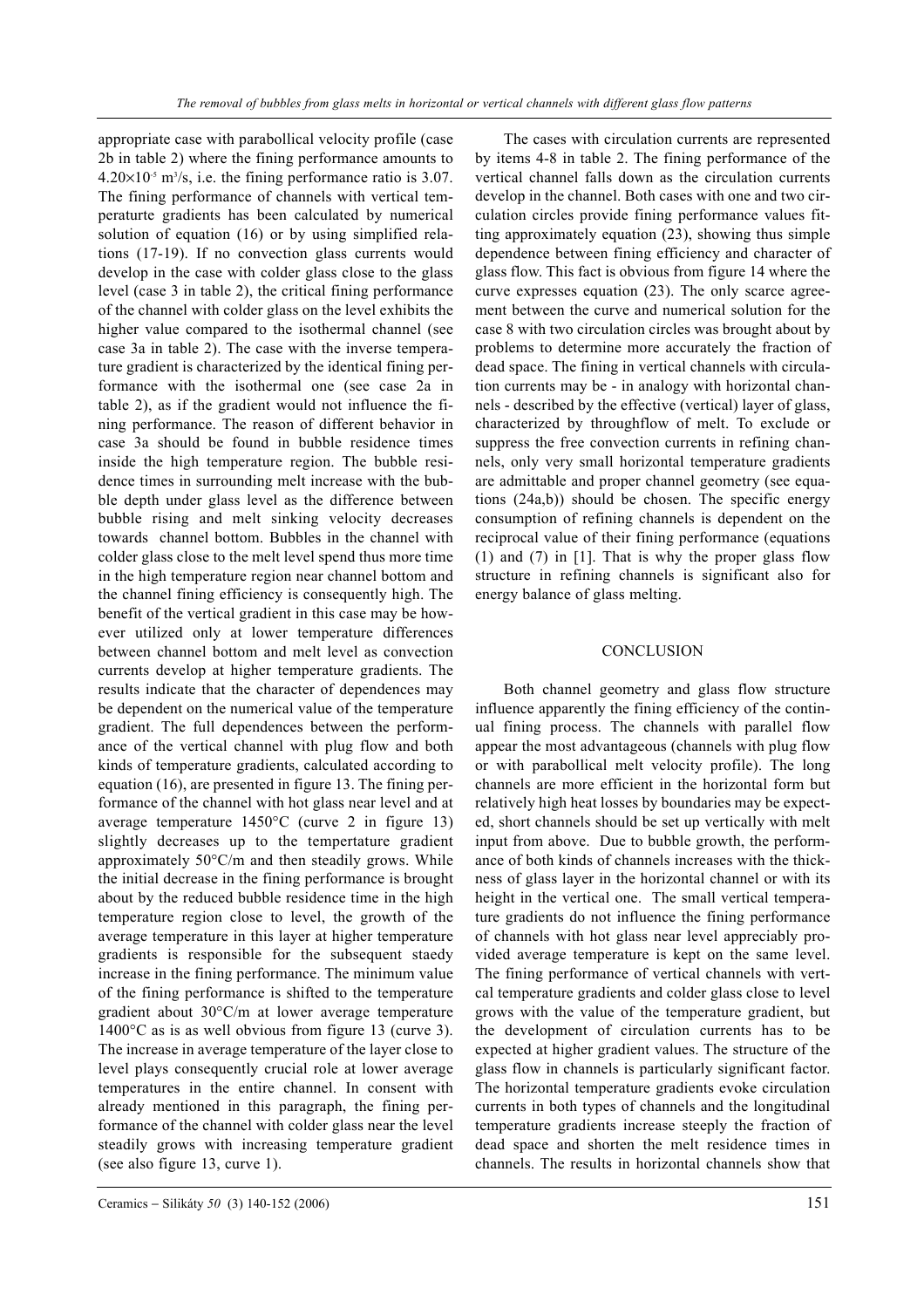appropriate case with parabollical velocity profile (case 2b in table 2) where the fining performance amounts to $4.20\times10^{-5}$ $m^3/s$, i.e. the fining performance ratio is 3.07. The fining performance of channels with vertical temperaturte gradients has been calculated by numerical solution of equation (16) or by using simplified relations (17-19). If no convection glass currents would develop in the case with colder glass close to the glass level (case 3 in table 2), the critical fining performance of the channel with colder glass on the level exhibits the higher value compared to the isothermal channel (see case 3a in table 2). The case with the inverse temperature gradient is characterized by the identical fining performance with the isothermal one (see case 2a in table 2), as if the gradient would not influence the fining performance. The reason of different behavior in case 3a should be found in bubble residence times inside the high temperature region. The bubble residence times in surrounding melt increase with the bubble depth under glass level as the difference between bubble rising and melt sinking velocity decreases towards channel bottom. Bubbles in the channel with colder glass close to the melt level spend thus more time in the high temperature region near channel bottom and the channel fining efficiency is consequently high. The benefit of the vertical gradient in this case may be however utilized only at lower temperature differences between channel bottom and melt level as convection currents develop at higher temperature gradients. The results indicate that the character of dependences may be dependent on the numerical value of the temperature gradient. The full dependences between the performance of the vertical channel with plug flow and both kinds of temperature gradients, calculated according to equation (16), are presented in figure 13. The fining performance of the channel with hot glass near level and at average temperature 1450°C (curve 2 in figure 13) slightly decreases up to the tempertature gradient approximately 50°C/m and then steadily grows. While the initial decrease in the fining performance is brought about by the reduced bubble residence time in the high temperature region close to level, the growth of the average temperature in this layer at higher temperature gradients is responsible for the subsequent staedy increase in the fining performance. The minimum value of the fining performance is shifted to the temperature gradient about 30°C/m at lower average temperature 1400°C as is as well obvious from figure 13 (curve 3). The increase in average temperature of the layer close to level plays consequently crucial role at lower average temperatures in the entire channel. In consent with already mentioned in this paragraph, the fining performance of the channel with colder glass near the level steadily grows with increasing temperature gradient (see also figure 13, curve 1).

The cases with circulation currents are represented by items 4-8 in table 2. The fining performance of the vertical channel falls down as the circulation currents develop in the channel. Both cases with one and two circulation circles provide fining performance values fitting approximately equation (23), showing thus simple dependence between fining efficiency and character of glass flow. This fact is obvious from figure 14 where the curve expresses equation (23). The only scarce agreement between the curve and numerical solution for the case 8 with two circulation circles was brought about by problems to determine more accurately the fraction of dead space. The fining in vertical channels with circulation currents may be - in analogy with horizontal channels - described by the effective (vertical) layer of glass, characterized by throughflow of melt. To exclude or suppress the free convection currents in refining channels, only very small horizontal temperature gradients are admittable and proper channel geometry (see equations (24a,b)) should be chosen. The specific energy consumption of refining channels is dependent on the reciprocal value of their fining performance (equations (1) and (7) in [1]. That is why the proper glass flow structure in refining channels is significant also for energy balance of glass melting.

## CONCLUSION

Both channel geometry and glass flow structure influence apparently the fining efficiency of the continual fining process. The channels with parallel flow appear the most advantageous (channels with plug flow or with parabollical melt velocity profile). The long channels are more efficient in the horizontal form but relatively high heat losses by boundaries may be expected, short channels should be set up vertically with melt input from above. Due to bubble growth, the performance of both kinds of channels increases with the thickness of glass layer in the horizontal channel or with its height in the vertical one. The small vertical temperature gradients do not influence the fining performance of channels with hot glass near level appreciably provided average temperature is kept on the same level. The fining performance of vertical channels with vertcal temperature gradients and colder glass close to level grows with the value of the temperature gradient, but the development of circulation currents has to be expected at higher gradient values. The structure of the glass flow in channels is particularly significant factor. The horizontal temperature gradients evoke circulation currents in both types of channels and the longitudinal temperature gradients increase steeply the fraction of dead space and shorten the melt residence times in channels. The results in horizontal channels show that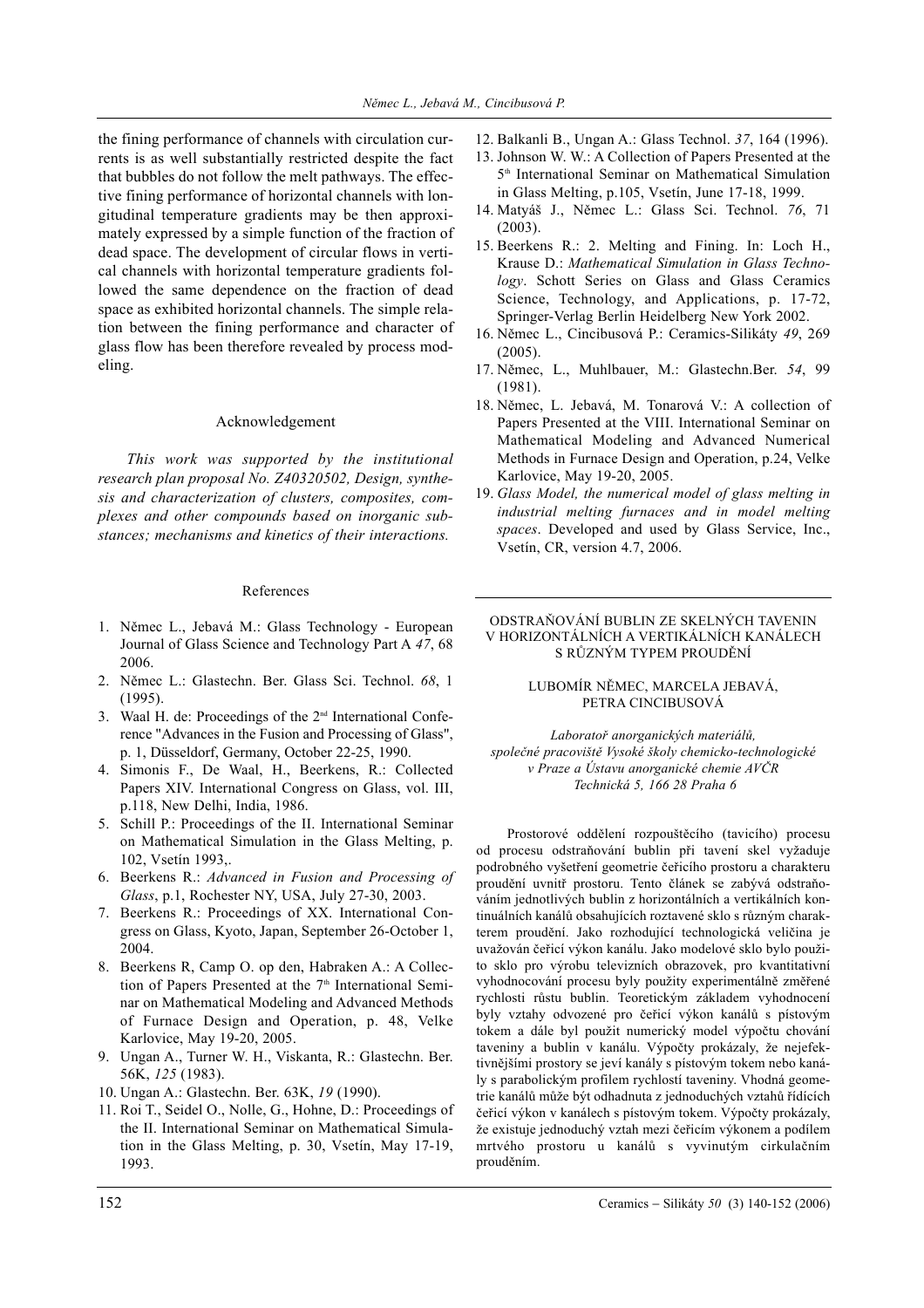the fining performance of channels with circulation currents is as well substantially restricted despite the fact that bubbles do not follow the melt pathways. The effective fining performance of horizontal channels with longitudinal temperature gradients may be then approximately expressed by a simple function of the fraction of dead space. The development of circular flows in vertical channels with horizontal temperature gradients followed the same dependence on the fraction of dead space as exhibited horizontal channels. The simple relation between the fining performance and character of glass flow has been therefore revealed by process modeling.

## Acknowledgement

*This work was supported by the institutional research plan proposal No. Z40320502, Design, synthesis and characterization of clusters, composites, complexes and other compounds based on inorganic substances; mechanisms and kinetics of their interactions.*

## References

1. Němec L., Jebavá M.: Glass Technology - European Journal of Glass Science and Technology Part A *47*, 68 2006.
2. Němec L.: Glastechn. Ber. Glass Sci. Technol. *68*, 1 (1995).
3. Waal H. de: Proceedings of the 2nd International Conference "Advances in the Fusion and Processing of Glass", p. 1, Düsseldorf, Germany, October 22-25, 1990.
4. Simonis F., De Waal, H., Beerkens, R.: Collected Papers XIV. International Congress on Glass, vol. III, p.118, New Delhi, India, 1986.
5. Schill P.: Proceedings of the II. International Seminar on Mathematical Simulation in the Glass Melting, p. 102, Vsetín 1993,.
6. Beerkens R.: *Advanced in Fusion and Processing of Glass*, p.1, Rochester NY, USA, July 27-30, 2003.
7. Beerkens R.: Proceedings of XX. International Congress on Glass, Kyoto, Japan, September 26-October 1, 2004.
8. Beerkens R, Camp O. op den, Habraken A.: A Collection of Papers Presented at the 7th International Seminar on Mathematical Modeling and Advanced Methods of Furnace Design and Operation, p. 48, Velke Karlovice, May 19-20, 2005.
9. Ungan A., Turner W. H., Viskanta, R.: Glastechn. Ber. 56K, *125* (1983).
10. Ungan A.: Glastechn. Ber. 63K, *19* (1990).
11. Roi T., Seidel O., Nolle, G., Hohne, D.: Proceedings of the II. International Seminar on Mathematical Simulation in the Glass Melting, p. 30, Vsetín, May 17-19, 1993.
12. Balkanli B., Ungan A.: Glass Technol. *37*, 164 (1996).
13. Johnson W. W.: A Collection of Papers Presented at the 5th International Seminar on Mathematical Simulation in Glass Melting, p.105, Vsetín, June 17-18, 1999.
14. Matyáš J., Němec L.: Glass Sci. Technol. *76*, 71 (2003).
15. Beerkens R.: 2. Melting and Fining. In: Loch H., Krause D.: *Mathematical Simulation in Glass Technology*. Schott Series on Glass and Glass Ceramics Science, Technology, and Applications, p. 17-72, Springer-Verlag Berlin Heidelberg New York 2002.
16. Němec L., Cincibusová P.: Ceramics-Silikáty *49*, 269 (2005).
17. Němec, L., Muhlbauer, M.: Glastechn.Ber. *54*, 99 (1981).
18. Němec, L. Jebavá, M. Tonarová V.: A collection of Papers Presented at the VIII. International Seminar on Mathematical Modeling and Advanced Numerical Methods in Furnace Design and Operation, p.24, Velke Karlovice, May 19-20, 2005.
19. *Glass Model, the numerical model of glass melting in industrial melting furnaces and in model melting spaces*. Developed and used by Glass Service, Inc., Vsetín, CR, version 4.7, 2006.

---

## ODSTRAŇOVÁNÍ BUBLIN ZE SKELNÝCH TAVENIN V HORIZONTÁLNÍCH A VERTIKÁLNÍCH KANÁLECH S RŮZNÝM TYPEM PROUDĚNÍ

LUBOMÍR NĚMEC, MARCELA JEBAVÁ, PETRA CINCIBUSOVÁ

*Laboratoř anorganických materiálů, společné pracoviště Vysoké školy chemicko-technologické v Praze a Ústavu anorganické chemie AVČR Technická 5, 166 28 Praha 6*

Prostorové oddělení rozpouštěcího (tavicího) procesu od procesu odstraňování bublin při tavení skel vyžaduje podrobného vyšetření geometrie čeřicího prostoru a charakteru proudění uvnitř prostoru. Tento článek se zabývá odstraňováním jednotlivých bublin z horizontálních a vertikálních kontinuálních kanálů obsahujících roztavené sklo s různým charakterem proudění. Jako rozhodující technologická veličina je uvažován čeřicí výkon kanálu. Jako modelové sklo bylo použito sklo pro výrobu televizních obrazovek, pro kvantitativní vyhodnocování procesu byly použity experimentálně změřené rychlosti růstu bublin. Teoretickým základem vyhodnocení byly vztahy odvozené pro čeřicí výkon kanálů s pístovým tokem a dále byl použit numerický model výpočtu chování taveniny a bublin v kanálu. Výpočty prokázaly, že nejefektivnějšími prostory se jeví kanály s pístovým tokem nebo kanály s parabolickým profilem rychlostí taveniny. Vhodná geometrie kanálů může být odhadnuta z jednoduchých vztahů řídících čeřicí výkon v kanálech s pístovým tokem. Výpočty prokázaly, že existuje jednoduchý vztah mezi čeřicím výkonem a podílem mrtvého prostoru u kanálů s vyvinutým cirkulačním prouděním.